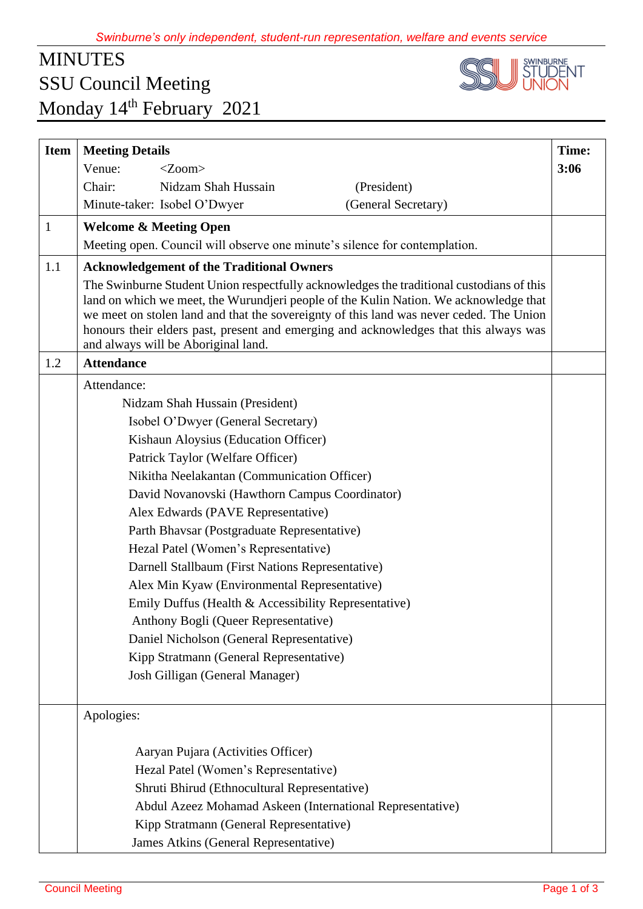*Swinburne's only independent, student-run representation, welfare and events service*

# MINUTES
# SSU Council Meeting
# Monday 14th February 2021

| Item | Meeting Details | Time: |
|---|---|---|
| | Venue: <Zoom><br>Chair: Nidzam Shah Hussain (President)<br>Minute-taker: Isobel O'Dwyer (General Secretary) | **3:06** |
| 1 | **Welcome & Meeting Open**<br>Meeting open. Council will observe one minute's silence for contemplation. | |
| 1.1 | **Acknowledgement of the Traditional Owners**<br>The Swinburne Student Union respectfully acknowledges the traditional custodians of this land on which we meet, the Wurundjeri people of the Kulin Nation. We acknowledge that we meet on stolen land and that the sovereignty of this land was never ceded. The Union honours their elders past, present and emerging and acknowledges that this always was and always will be Aboriginal land. | |
| 1.2 | **Attendance** | |
| | Attendance:<br>Nidzam Shah Hussain (President)<br>Isobel O'Dwyer (General Secretary)<br>Kishaun Aloysius (Education Officer)<br>Patrick Taylor (Welfare Officer)<br>Nikitha Neelakantan (Communication Officer)<br>David Novanovski (Hawthorn Campus Coordinator)<br>Alex Edwards (PAVE Representative)<br>Parth Bhavsar (Postgraduate Representative)<br>Hezal Patel (Women's Representative)<br>Darnell Stallbaum (First Nations Representative)<br>Alex Min Kyaw (Environmental Representative)<br>Emily Duffus (Health & Accessibility Representative)<br>Anthony Bogli (Queer Representative)<br>Daniel Nicholson (General Representative)<br>Kipp Stratmann (General Representative)<br>Josh Gilligan (General Manager) | |
| | Apologies:<br>Aaryan Pujara (Activities Officer)<br>Hezal Patel (Women's Representative)<br>Shruti Bhirud (Ethnocultural Representative)<br>Abdul Azeez Mohamad Askeen (International Representative)<br>Kipp Stratmann (General Representative)<br>James Atkins (General Representative) | |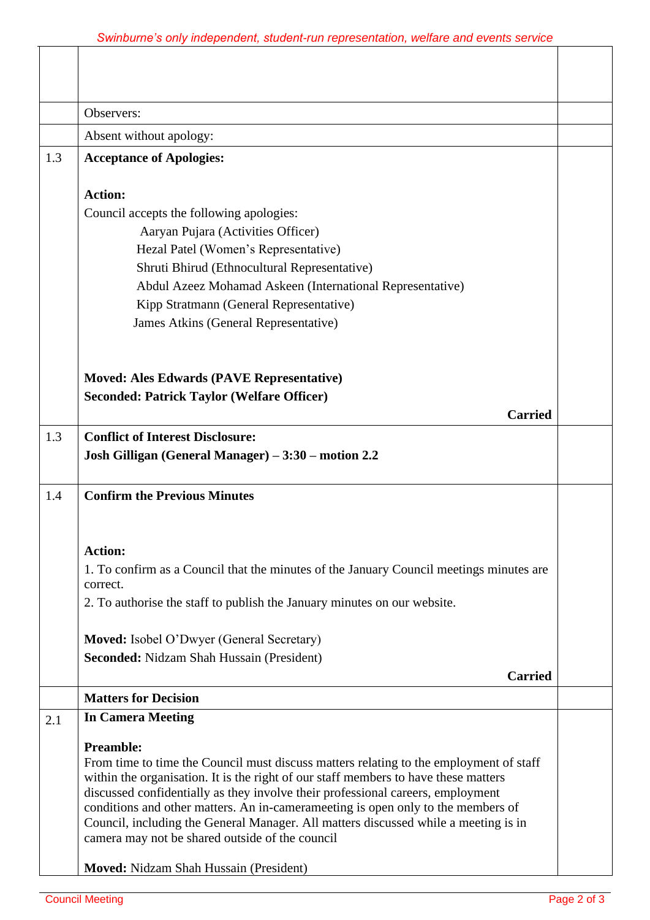| | | |
|---|---|---|
| | | |
| | Observers: | |
| | Absent without apology: | |
| 1.3 | **Acceptance of Apologies:**<br><br>**Action:**<br>Council accepts the following apologies:<br>Aaryan Pujara (Activities Officer)<br>Hezal Patel (Women's Representative)<br>Shruti Bhirud (Ethnocultural Representative)<br>Abdul Azeez Mohamad Askeen (International Representative)<br>Kipp Stratmann (General Representative)<br>James Atkins (General Representative)<br><br>**Moved: Ales Edwards (PAVE Representative)**<br>**Seconded: Patrick Taylor (Welfare Officer)**<br>**Carried** | |
| 1.3 | **Conflict of Interest Disclosure:**<br>**Josh Gilligan (General Manager) – 3:30 – motion 2.2** | |
| 1.4 | **Confirm the Previous Minutes**<br><br>**Action:**<br>1. To confirm as a Council that the minutes of the January Council meetings minutes are correct.<br>2. To authorise the staff to publish the January minutes on our website.<br><br>**Moved:** Isobel O'Dwyer (General Secretary)<br>**Seconded:** Nidzam Shah Hussain (President)<br>**Carried** | |
| | **Matters for Decision** | |
| 2.1 | **In Camera Meeting**<br><br>**Preamble:**<br>From time to time the Council must discuss matters relating to the employment of staff within the organisation. It is the right of our staff members to have these matters discussed confidentially as they involve their professional careers, employment conditions and other matters. An in-camerameeting is open only to the members of Council, including the General Manager. All matters discussed while a meeting is in camera may not be shared outside of the council<br><br>**Moved:** Nidzam Shah Hussain (President) | |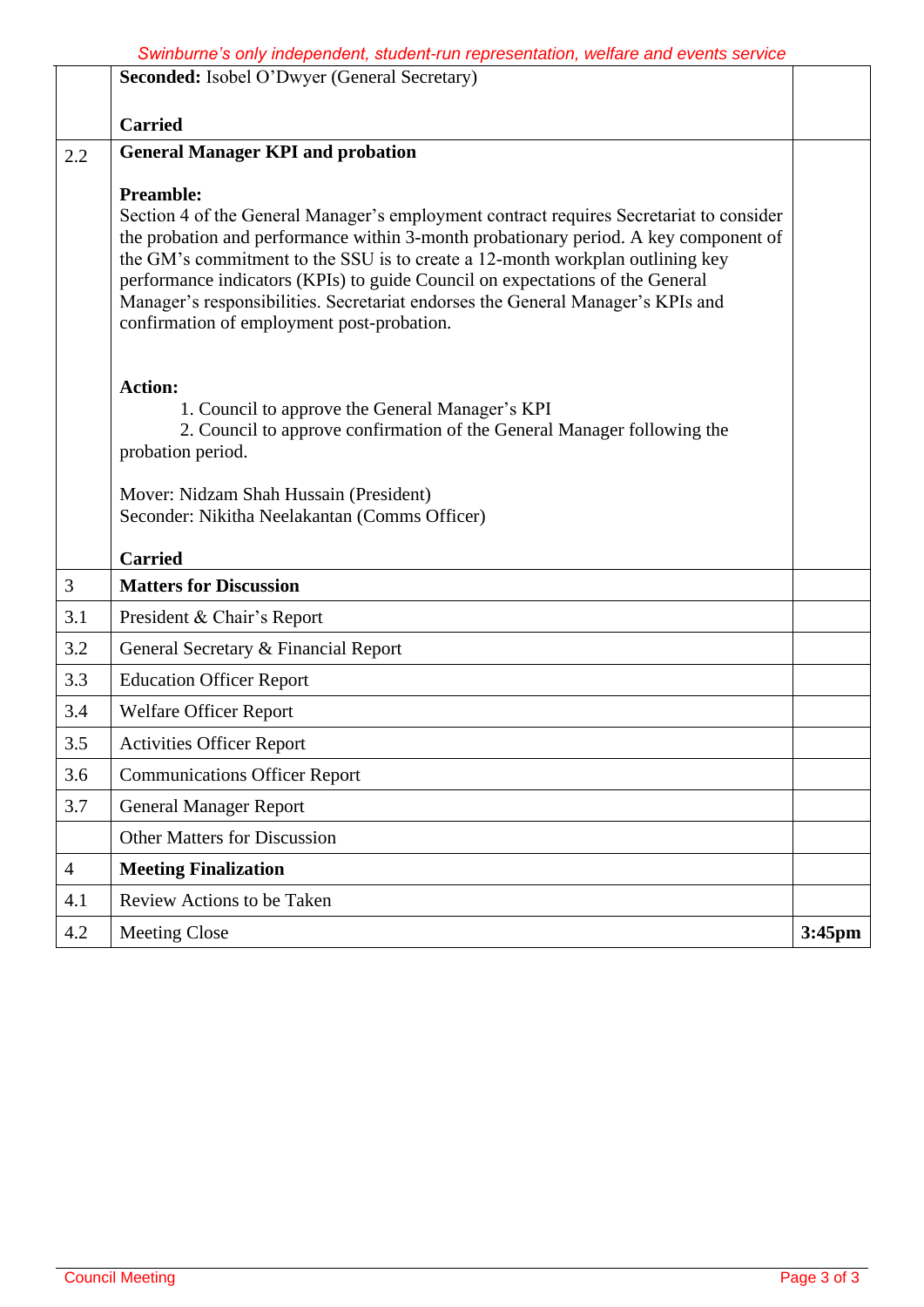| | | |
|---|---|---|
| | **Seconded:** Isobel O'Dwyer (General Secretary)<br><br>**Carried** | |
| 2.2 | **General Manager KPI and probation**<br><br>**Preamble:**<br>Section 4 of the General Manager's employment contract requires Secretariat to consider the probation and performance within 3-month probationary period. A key component of the GM's commitment to the SSU is to create a 12-month workplan outlining key performance indicators (KPIs) to guide Council on expectations of the General Manager's responsibilities. Secretariat endorses the General Manager's KPIs and confirmation of employment post-probation.<br><br>**Action:**<br>1. Council to approve the General Manager's KPI<br>2. Council to approve confirmation of the General Manager following the probation period.<br><br>Mover: Nidzam Shah Hussain (President)<br>Seconder: Nikitha Neelakantan (Comms Officer)<br><br>**Carried** | |
| 3 | **Matters for Discussion** | |
| 3.1 | President & Chair's Report | |
| 3.2 | General Secretary & Financial Report | |
| 3.3 | Education Officer Report | |
| 3.4 | Welfare Officer Report | |
| 3.5 | Activities Officer Report | |
| 3.6 | Communications Officer Report | |
| 3.7 | General Manager Report | |
| | Other Matters for Discussion | |
| 4 | **Meeting Finalization** | |
| 4.1 | Review Actions to be Taken | |
| 4.2 | Meeting Close | **3:45pm** |